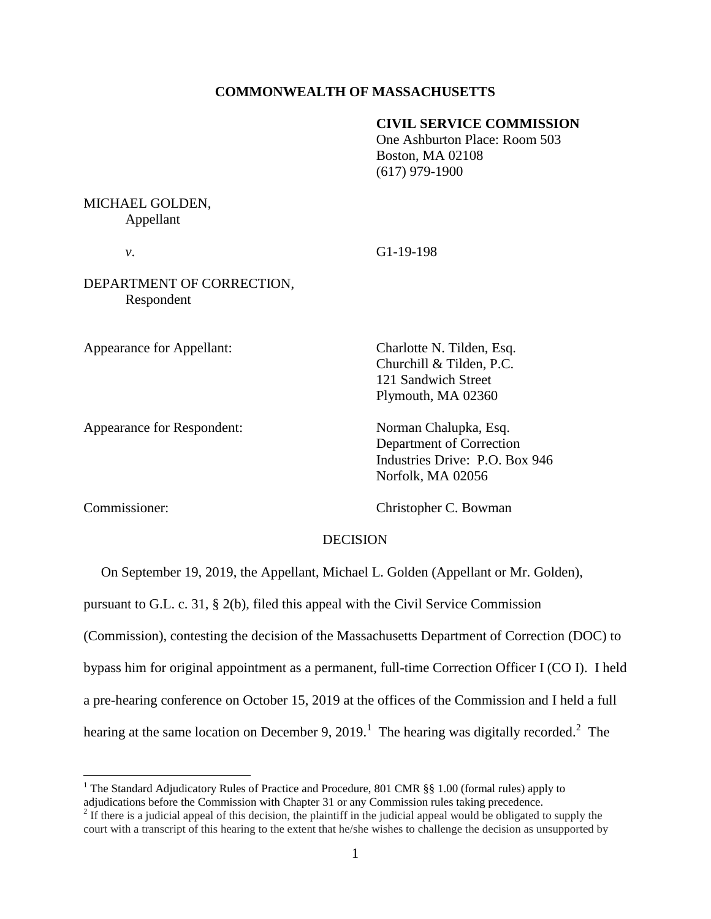**COMMONWEALTH OF MASSACHUSETTS**

**CIVIL SERVICE COMMISSION**
One Ashburton Place: Room 503
Boston, MA 02108
(617) 979-1900

MICHAEL GOLDEN,
Appellant

*v*. G1-19-198

DEPARTMENT OF CORRECTION,
Respondent

Appearance for Appellant: Charlotte N. Tilden, Esq.
Churchill & Tilden, P.C.
121 Sandwich Street
Plymouth, MA 02360

Appearance for Respondent: Norman Chalupka, Esq.
Department of Correction
Industries Drive: P.O. Box 946
Norfolk, MA 02056

Commissioner: Christopher C. Bowman

DECISION

On September 19, 2019, the Appellant, Michael L. Golden (Appellant or Mr. Golden), pursuant to G.L. c. 31, § 2(b), filed this appeal with the Civil Service Commission (Commission), contesting the decision of the Massachusetts Department of Correction (DOC) to bypass him for original appointment as a permanent, full-time Correction Officer I (CO I). I held a pre-hearing conference on October 15, 2019 at the offices of the Commission and I held a full hearing at the same location on December 9, 2019.[1] The hearing was digitally recorded.[2] The

[1] The Standard Adjudicatory Rules of Practice and Procedure, 801 CMR §§ 1.00 (formal rules) apply to adjudications before the Commission with Chapter 31 or any Commission rules taking precedence.

[2] If there is a judicial appeal of this decision, the plaintiff in the judicial appeal would be obligated to supply the court with a transcript of this hearing to the extent that he/she wishes to challenge the decision as unsupported by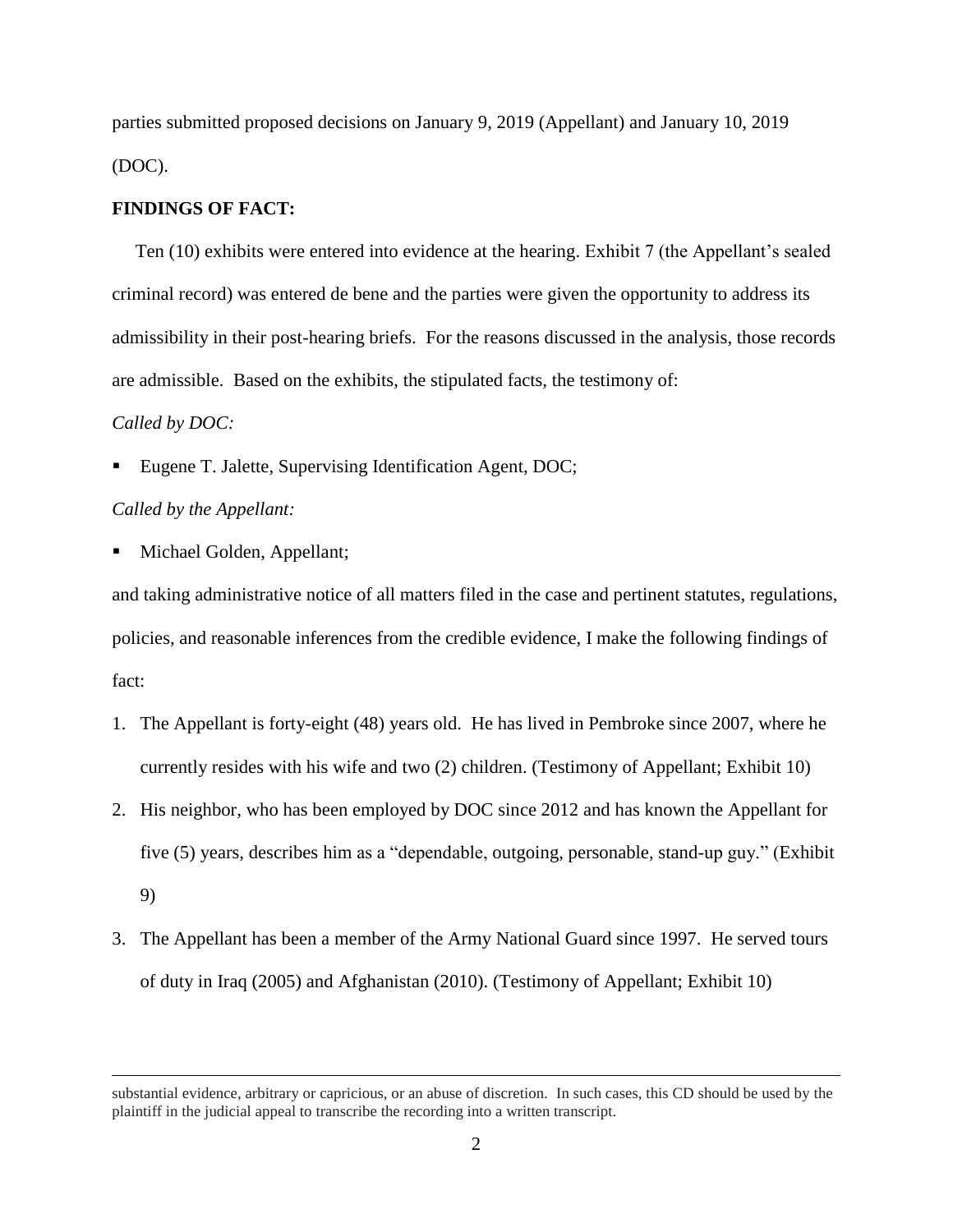parties submitted proposed decisions on January 9, 2019 (Appellant) and January 10, 2019 (DOC).

**FINDINGS OF FACT:**

Ten (10) exhibits were entered into evidence at the hearing. Exhibit 7 (the Appellant's sealed criminal record) was entered de bene and the parties were given the opportunity to address its admissibility in their post-hearing briefs. For the reasons discussed in the analysis, those records are admissible. Based on the exhibits, the stipulated facts, the testimony of:

*Called by DOC:*

- Eugene T. Jalette, Supervising Identification Agent, DOC;

*Called by the Appellant:*

- Michael Golden, Appellant;

and taking administrative notice of all matters filed in the case and pertinent statutes, regulations, policies, and reasonable inferences from the credible evidence, I make the following findings of fact:

1. The Appellant is forty-eight (48) years old. He has lived in Pembroke since 2007, where he currently resides with his wife and two (2) children. (Testimony of Appellant; Exhibit 10)
2. His neighbor, who has been employed by DOC since 2012 and has known the Appellant for five (5) years, describes him as a "dependable, outgoing, personable, stand-up guy." (Exhibit 9)
3. The Appellant has been a member of the Army National Guard since 1997. He served tours of duty in Iraq (2005) and Afghanistan (2010). (Testimony of Appellant; Exhibit 10)

---

substantial evidence, arbitrary or capricious, or an abuse of discretion. In such cases, this CD should be used by the plaintiff in the judicial appeal to transcribe the recording into a written transcript.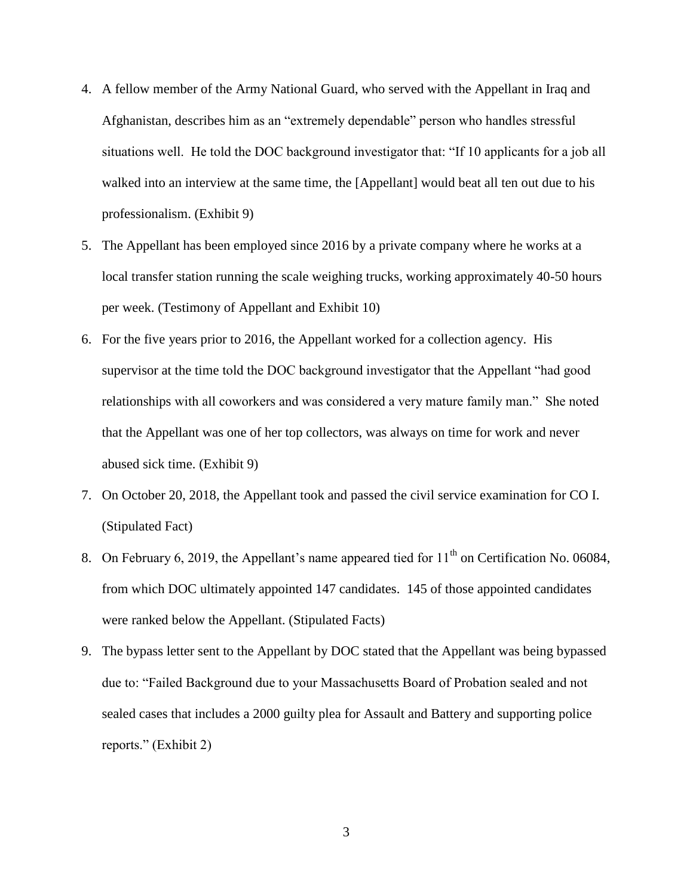4. A fellow member of the Army National Guard, who served with the Appellant in Iraq and Afghanistan, describes him as an "extremely dependable" person who handles stressful situations well. He told the DOC background investigator that: "If 10 applicants for a job all walked into an interview at the same time, the [Appellant] would beat all ten out due to his professionalism. (Exhibit 9)

5. The Appellant has been employed since 2016 by a private company where he works at a local transfer station running the scale weighing trucks, working approximately 40-50 hours per week. (Testimony of Appellant and Exhibit 10)

6. For the five years prior to 2016, the Appellant worked for a collection agency. His supervisor at the time told the DOC background investigator that the Appellant "had good relationships with all coworkers and was considered a very mature family man." She noted that the Appellant was one of her top collectors, was always on time for work and never abused sick time. (Exhibit 9)

7. On October 20, 2018, the Appellant took and passed the civil service examination for CO I. (Stipulated Fact)

8. On February 6, 2019, the Appellant's name appeared tied for 11th on Certification No. 06084, from which DOC ultimately appointed 147 candidates. 145 of those appointed candidates were ranked below the Appellant. (Stipulated Facts)

9. The bypass letter sent to the Appellant by DOC stated that the Appellant was being bypassed due to: "Failed Background due to your Massachusetts Board of Probation sealed and not sealed cases that includes a 2000 guilty plea for Assault and Battery and supporting police reports." (Exhibit 2)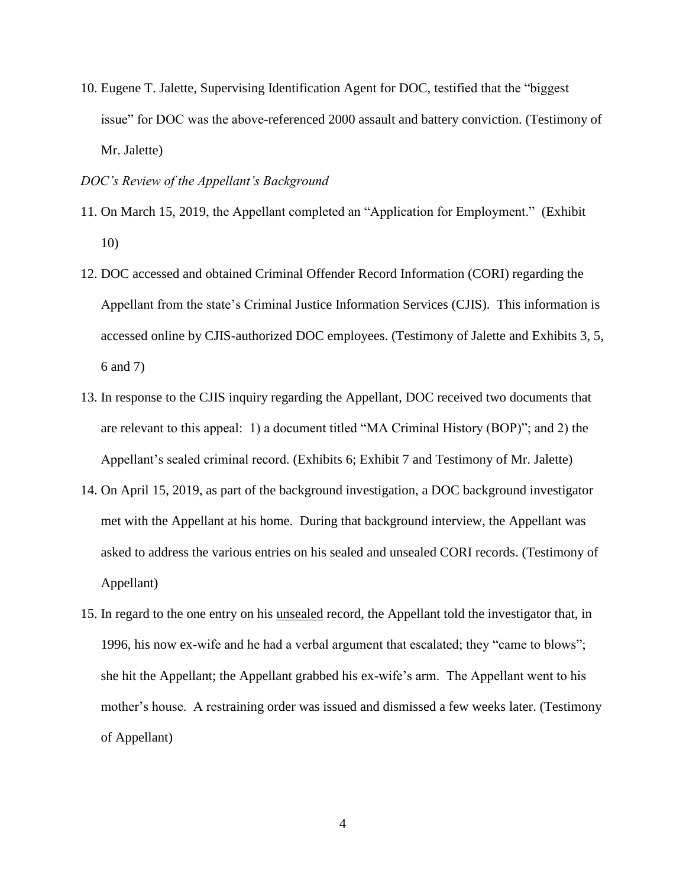10. Eugene T. Jalette, Supervising Identification Agent for DOC, testified that the "biggest issue" for DOC was the above-referenced 2000 assault and battery conviction. (Testimony of Mr. Jalette)

*DOC's Review of the Appellant's Background*

11. On March 15, 2019, the Appellant completed an "Application for Employment." (Exhibit 10)

12. DOC accessed and obtained Criminal Offender Record Information (CORI) regarding the Appellant from the state's Criminal Justice Information Services (CJIS). This information is accessed online by CJIS-authorized DOC employees. (Testimony of Jalette and Exhibits 3, 5, 6 and 7)

13. In response to the CJIS inquiry regarding the Appellant, DOC received two documents that are relevant to this appeal: 1) a document titled "MA Criminal History (BOP)"; and 2) the Appellant's sealed criminal record. (Exhibits 6; Exhibit 7 and Testimony of Mr. Jalette)

14. On April 15, 2019, as part of the background investigation, a DOC background investigator met with the Appellant at his home. During that background interview, the Appellant was asked to address the various entries on his sealed and unsealed CORI records. (Testimony of Appellant)

15. In regard to the one entry on his <u>unsealed</u> record, the Appellant told the investigator that, in 1996, his now ex-wife and he had a verbal argument that escalated; they "came to blows"; she hit the Appellant; the Appellant grabbed his ex-wife's arm. The Appellant went to his mother's house. A restraining order was issued and dismissed a few weeks later. (Testimony of Appellant)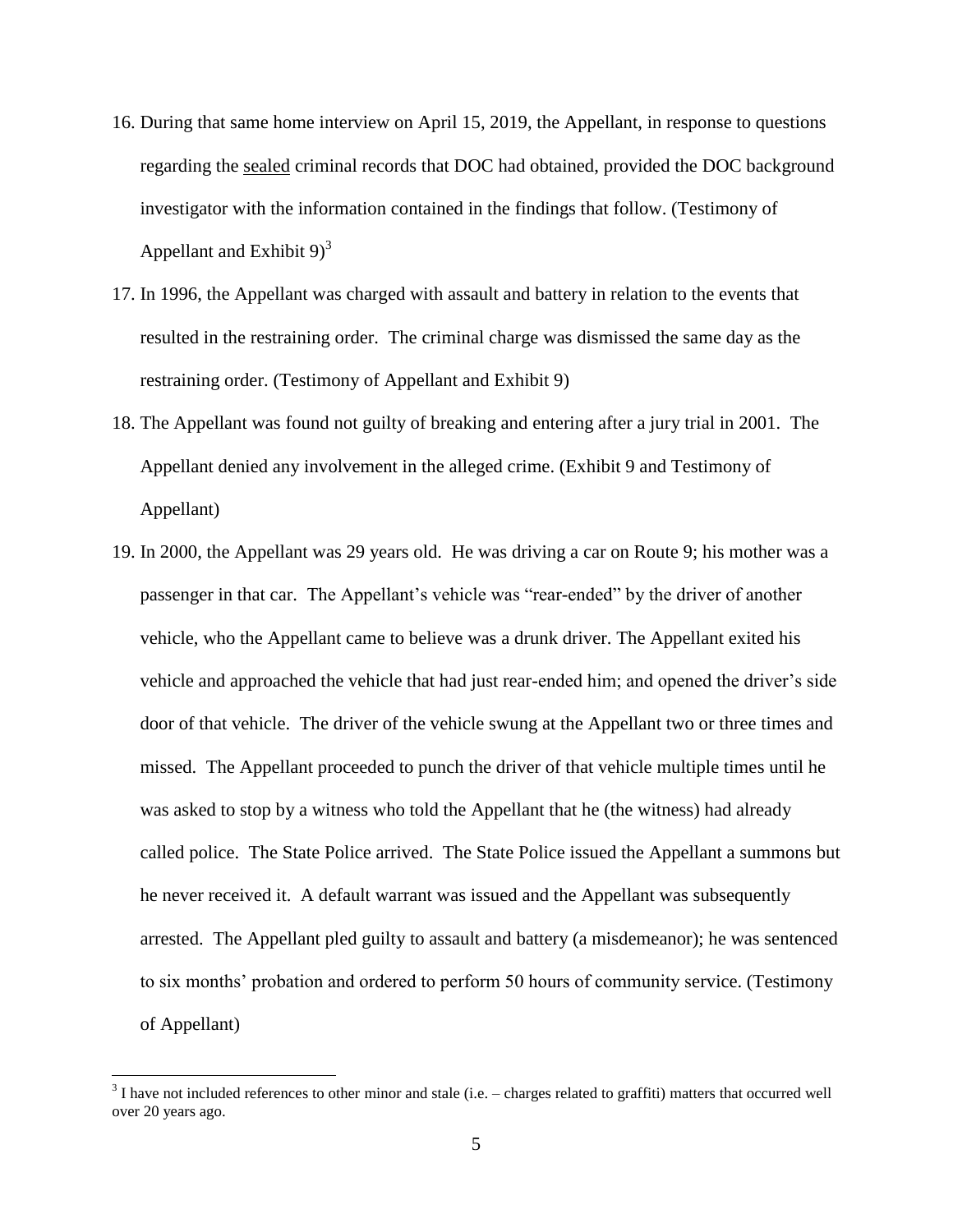16. During that same home interview on April 15, 2019, the Appellant, in response to questions regarding the <u>sealed</u> criminal records that DOC had obtained, provided the DOC background investigator with the information contained in the findings that follow. (Testimony of Appellant and Exhibit 9)[3]

17. In 1996, the Appellant was charged with assault and battery in relation to the events that resulted in the restraining order. The criminal charge was dismissed the same day as the restraining order. (Testimony of Appellant and Exhibit 9)

18. The Appellant was found not guilty of breaking and entering after a jury trial in 2001. The Appellant denied any involvement in the alleged crime. (Exhibit 9 and Testimony of Appellant)

19. In 2000, the Appellant was 29 years old. He was driving a car on Route 9; his mother was a passenger in that car. The Appellant's vehicle was "rear-ended" by the driver of another vehicle, who the Appellant came to believe was a drunk driver. The Appellant exited his vehicle and approached the vehicle that had just rear-ended him; and opened the driver's side door of that vehicle. The driver of the vehicle swung at the Appellant two or three times and missed. The Appellant proceeded to punch the driver of that vehicle multiple times until he was asked to stop by a witness who told the Appellant that he (the witness) had already called police. The State Police arrived. The State Police issued the Appellant a summons but he never received it. A default warrant was issued and the Appellant was subsequently arrested. The Appellant pled guilty to assault and battery (a misdemeanor); he was sentenced to six months' probation and ordered to perform 50 hours of community service. (Testimony of Appellant)

---

[3] I have not included references to other minor and stale (i.e. – charges related to graffiti) matters that occurred well over 20 years ago.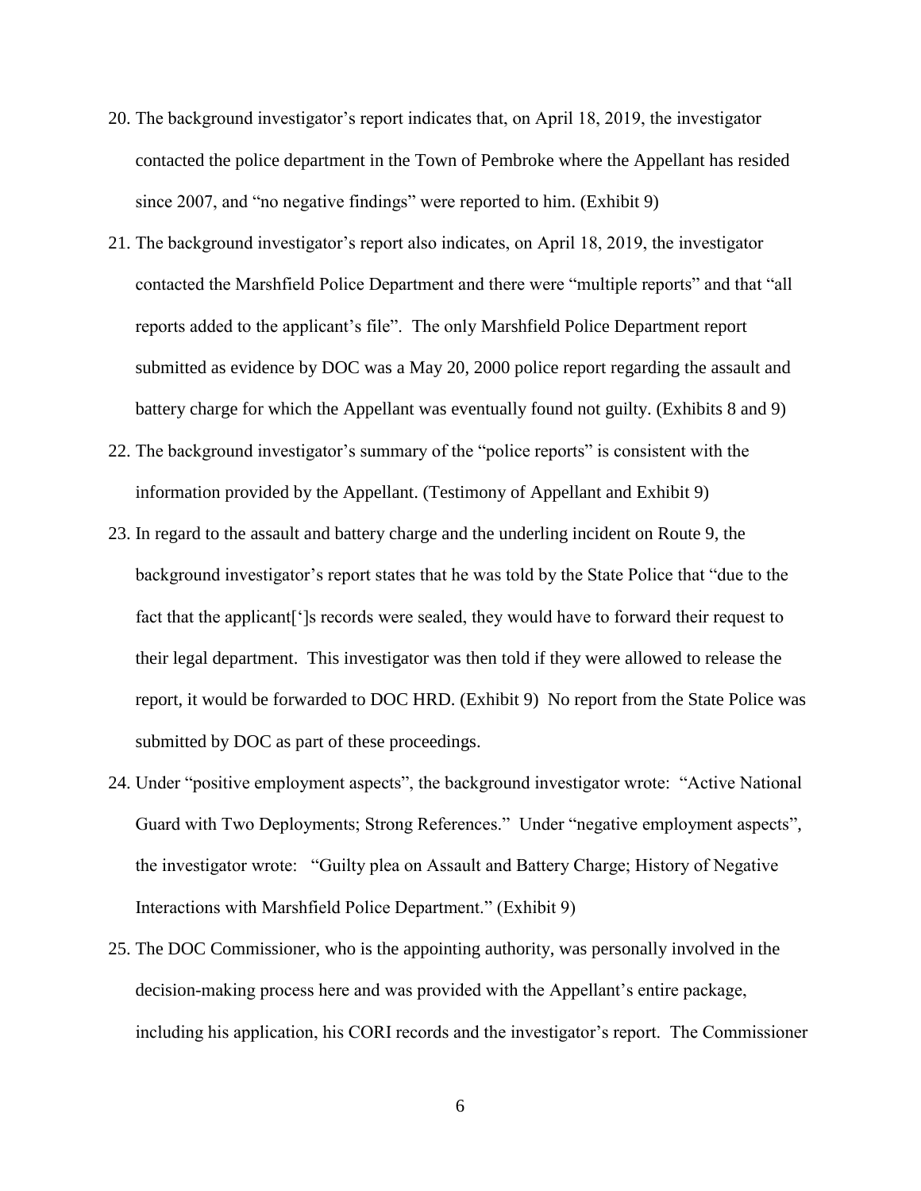20. The background investigator's report indicates that, on April 18, 2019, the investigator contacted the police department in the Town of Pembroke where the Appellant has resided since 2007, and "no negative findings" were reported to him. (Exhibit 9)
21. The background investigator's report also indicates, on April 18, 2019, the investigator contacted the Marshfield Police Department and there were "multiple reports" and that "all reports added to the applicant's file". The only Marshfield Police Department report submitted as evidence by DOC was a May 20, 2000 police report regarding the assault and battery charge for which the Appellant was eventually found not guilty. (Exhibits 8 and 9)
22. The background investigator's summary of the "police reports" is consistent with the information provided by the Appellant. (Testimony of Appellant and Exhibit 9)
23. In regard to the assault and battery charge and the underling incident on Route 9, the background investigator's report states that he was told by the State Police that "due to the fact that the applicant[']s records were sealed, they would have to forward their request to their legal department. This investigator was then told if they were allowed to release the report, it would be forwarded to DOC HRD. (Exhibit 9) No report from the State Police was submitted by DOC as part of these proceedings.
24. Under "positive employment aspects", the background investigator wrote: "Active National Guard with Two Deployments; Strong References." Under "negative employment aspects", the investigator wrote: "Guilty plea on Assault and Battery Charge; History of Negative Interactions with Marshfield Police Department." (Exhibit 9)
25. The DOC Commissioner, who is the appointing authority, was personally involved in the decision-making process here and was provided with the Appellant's entire package, including his application, his CORI records and the investigator's report. The Commissioner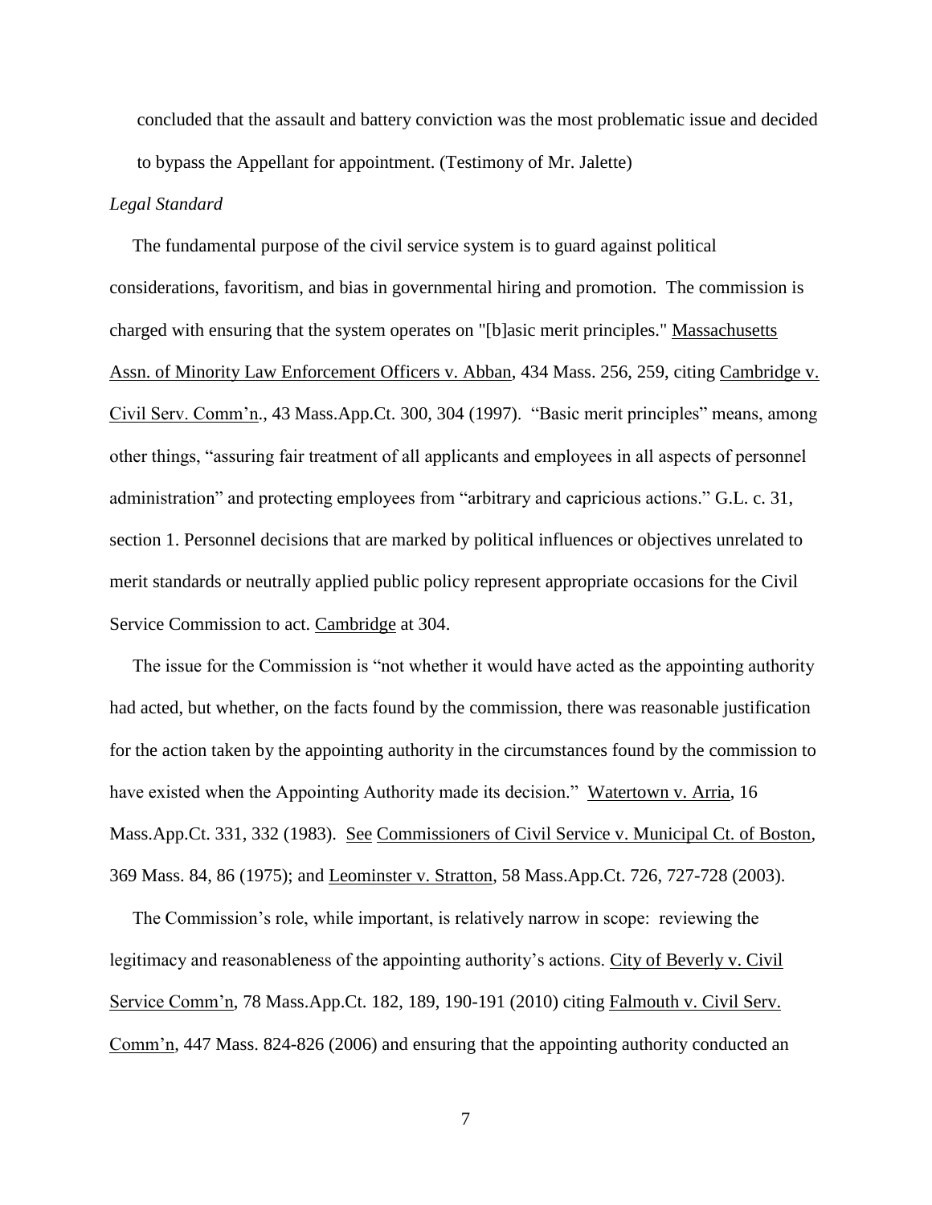concluded that the assault and battery conviction was the most problematic issue and decided to bypass the Appellant for appointment. (Testimony of Mr. Jalette)

*Legal Standard*

The fundamental purpose of the civil service system is to guard against political considerations, favoritism, and bias in governmental hiring and promotion. The commission is charged with ensuring that the system operates on "[b]asic merit principles." Massachusetts Assn. of Minority Law Enforcement Officers v. Abban, 434 Mass. 256, 259, citing Cambridge v. Civil Serv. Comm'n., 43 Mass.App.Ct. 300, 304 (1997). "Basic merit principles" means, among other things, "assuring fair treatment of all applicants and employees in all aspects of personnel administration" and protecting employees from "arbitrary and capricious actions." G.L. c. 31, section 1. Personnel decisions that are marked by political influences or objectives unrelated to merit standards or neutrally applied public policy represent appropriate occasions for the Civil Service Commission to act. Cambridge at 304.

The issue for the Commission is "not whether it would have acted as the appointing authority had acted, but whether, on the facts found by the commission, there was reasonable justification for the action taken by the appointing authority in the circumstances found by the commission to have existed when the Appointing Authority made its decision." Watertown v. Arria, 16 Mass.App.Ct. 331, 332 (1983). See Commissioners of Civil Service v. Municipal Ct. of Boston, 369 Mass. 84, 86 (1975); and Leominster v. Stratton, 58 Mass.App.Ct. 726, 727-728 (2003).

The Commission's role, while important, is relatively narrow in scope: reviewing the legitimacy and reasonableness of the appointing authority's actions. City of Beverly v. Civil Service Comm'n, 78 Mass.App.Ct. 182, 189, 190-191 (2010) citing Falmouth v. Civil Serv. Comm'n, 447 Mass. 824-826 (2006) and ensuring that the appointing authority conducted an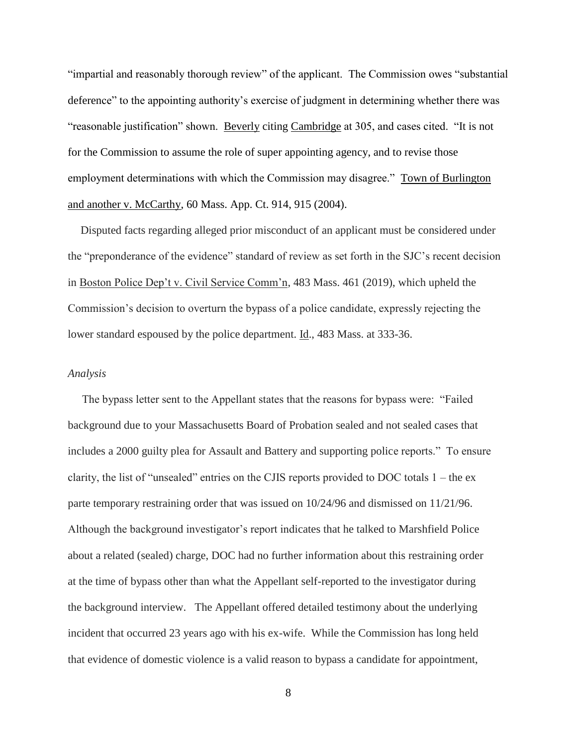"impartial and reasonably thorough review" of the applicant. The Commission owes "substantial deference" to the appointing authority's exercise of judgment in determining whether there was "reasonable justification" shown. Beverly citing Cambridge at 305, and cases cited. "It is not for the Commission to assume the role of super appointing agency, and to revise those employment determinations with which the Commission may disagree." Town of Burlington and another v. McCarthy, 60 Mass. App. Ct. 914, 915 (2004).

Disputed facts regarding alleged prior misconduct of an applicant must be considered under the "preponderance of the evidence" standard of review as set forth in the SJC's recent decision in Boston Police Dep't v. Civil Service Comm'n, 483 Mass. 461 (2019), which upheld the Commission's decision to overturn the bypass of a police candidate, expressly rejecting the lower standard espoused by the police department. Id., 483 Mass. at 333-36.

*Analysis*

The bypass letter sent to the Appellant states that the reasons for bypass were: "Failed background due to your Massachusetts Board of Probation sealed and not sealed cases that includes a 2000 guilty plea for Assault and Battery and supporting police reports." To ensure clarity, the list of "unsealed" entries on the CJIS reports provided to DOC totals 1 – the ex parte temporary restraining order that was issued on 10/24/96 and dismissed on 11/21/96. Although the background investigator's report indicates that he talked to Marshfield Police about a related (sealed) charge, DOC had no further information about this restraining order at the time of bypass other than what the Appellant self-reported to the investigator during the background interview. The Appellant offered detailed testimony about the underlying incident that occurred 23 years ago with his ex-wife. While the Commission has long held that evidence of domestic violence is a valid reason to bypass a candidate for appointment,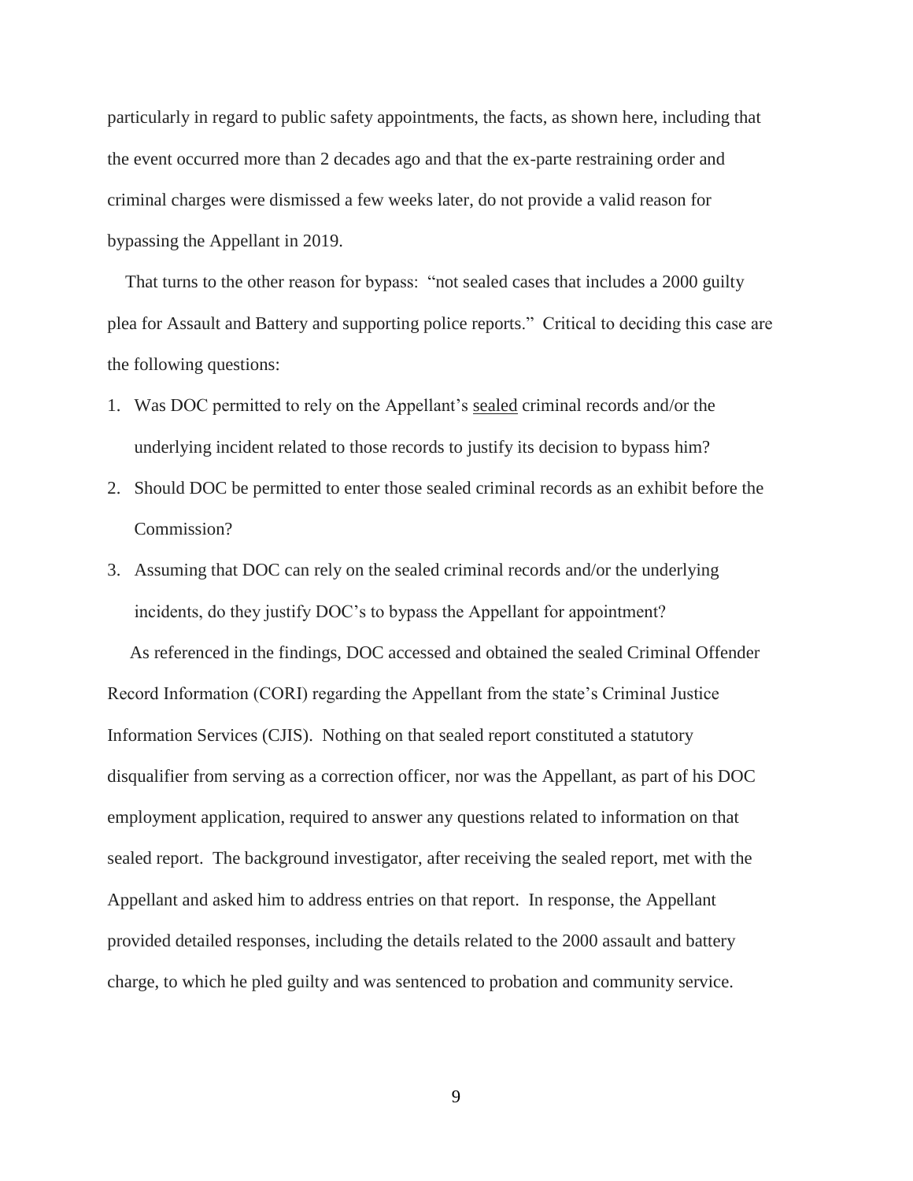particularly in regard to public safety appointments, the facts, as shown here, including that the event occurred more than 2 decades ago and that the ex-parte restraining order and criminal charges were dismissed a few weeks later, do not provide a valid reason for bypassing the Appellant in 2019.

That turns to the other reason for bypass: "not sealed cases that includes a 2000 guilty plea for Assault and Battery and supporting police reports." Critical to deciding this case are the following questions:

1. Was DOC permitted to rely on the Appellant's <u>sealed</u> criminal records and/or the underlying incident related to those records to justify its decision to bypass him?
2. Should DOC be permitted to enter those sealed criminal records as an exhibit before the Commission?
3. Assuming that DOC can rely on the sealed criminal records and/or the underlying incidents, do they justify DOC's to bypass the Appellant for appointment?

As referenced in the findings, DOC accessed and obtained the sealed Criminal Offender Record Information (CORI) regarding the Appellant from the state's Criminal Justice Information Services (CJIS). Nothing on that sealed report constituted a statutory disqualifier from serving as a correction officer, nor was the Appellant, as part of his DOC employment application, required to answer any questions related to information on that sealed report. The background investigator, after receiving the sealed report, met with the Appellant and asked him to address entries on that report. In response, the Appellant provided detailed responses, including the details related to the 2000 assault and battery charge, to which he pled guilty and was sentenced to probation and community service.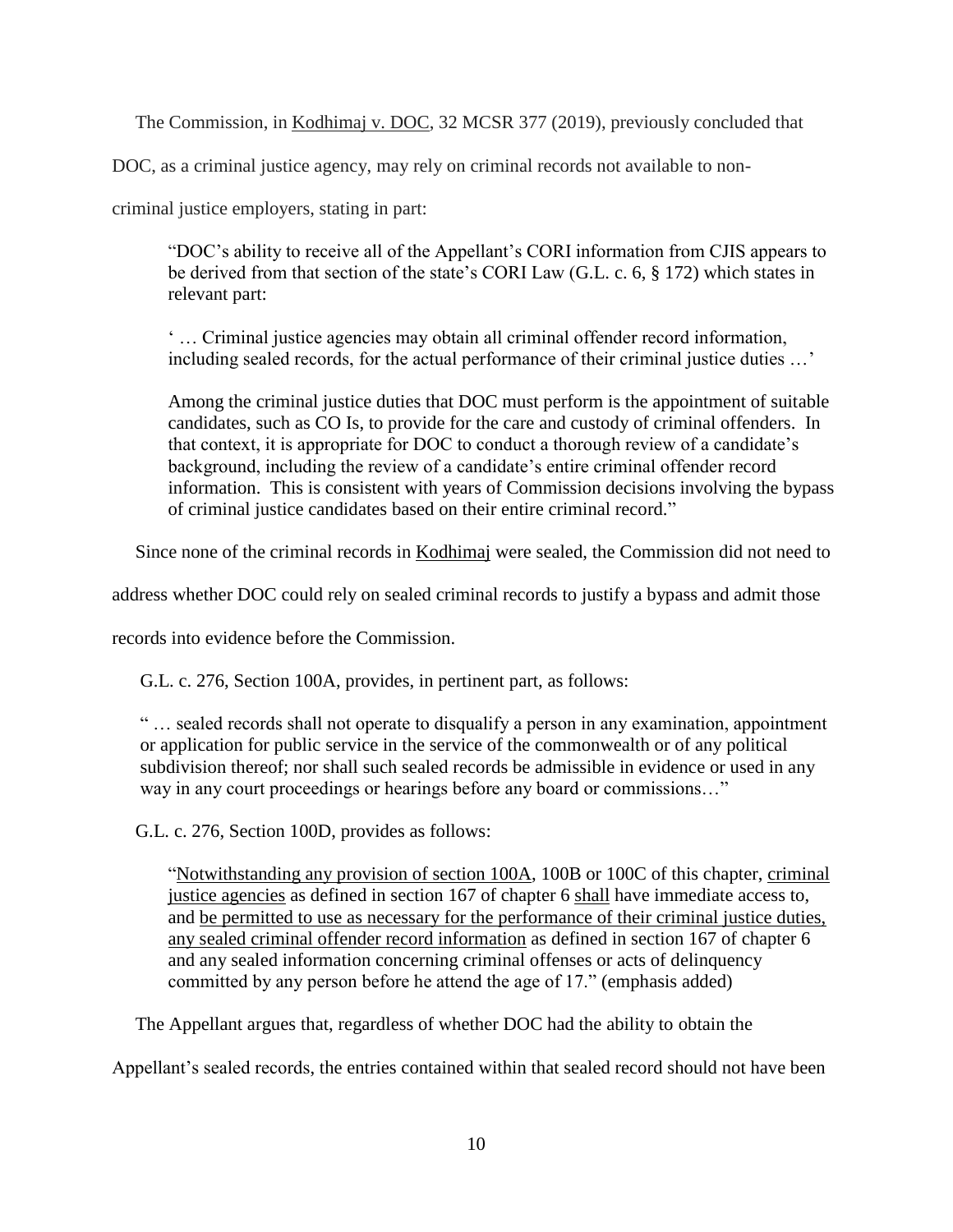The Commission, in Kodhimaj v. DOC, 32 MCSR 377 (2019), previously concluded that DOC, as a criminal justice agency, may rely on criminal records not available to non-criminal justice employers, stating in part:

> "DOC's ability to receive all of the Appellant's CORI information from CJIS appears to be derived from that section of the state's CORI Law (G.L. c. 6, § 172) which states in relevant part:
>
> ' … Criminal justice agencies may obtain all criminal offender record information, including sealed records, for the actual performance of their criminal justice duties …'
>
> Among the criminal justice duties that DOC must perform is the appointment of suitable candidates, such as CO Is, to provide for the care and custody of criminal offenders. In that context, it is appropriate for DOC to conduct a thorough review of a candidate's background, including the review of a candidate's entire criminal offender record information. This is consistent with years of Commission decisions involving the bypass of criminal justice candidates based on their entire criminal record."

Since none of the criminal records in Kodhimaj were sealed, the Commission did not need to address whether DOC could rely on sealed criminal records to justify a bypass and admit those records into evidence before the Commission.

G.L. c. 276, Section 100A, provides, in pertinent part, as follows:

> " … sealed records shall not operate to disqualify a person in any examination, appointment or application for public service in the service of the commonwealth or of any political subdivision thereof; nor shall such sealed records be admissible in evidence or used in any way in any court proceedings or hearings before any board or commissions…"

G.L. c. 276, Section 100D, provides as follows:

> "Notwithstanding any provision of section 100A, 100B or 100C of this chapter, criminal justice agencies as defined in section 167 of chapter 6 shall have immediate access to, and be permitted to use as necessary for the performance of their criminal justice duties, any sealed criminal offender record information as defined in section 167 of chapter 6 and any sealed information concerning criminal offenses or acts of delinquency committed by any person before he attend the age of 17." (emphasis added)

The Appellant argues that, regardless of whether DOC had the ability to obtain the Appellant's sealed records, the entries contained within that sealed record should not have been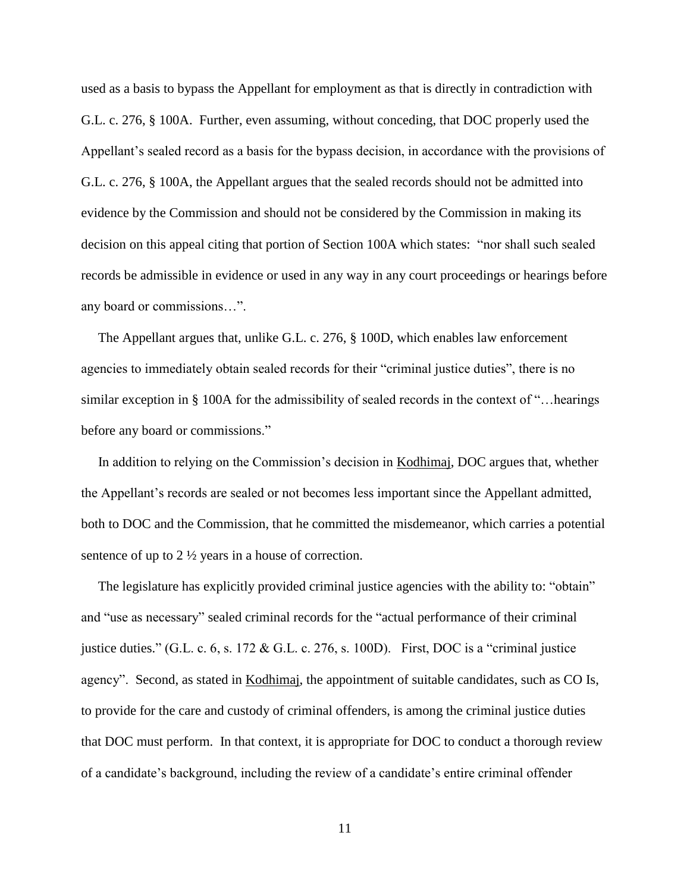used as a basis to bypass the Appellant for employment as that is directly in contradiction with G.L. c. 276, § 100A. Further, even assuming, without conceding, that DOC properly used the Appellant's sealed record as a basis for the bypass decision, in accordance with the provisions of G.L. c. 276, § 100A, the Appellant argues that the sealed records should not be admitted into evidence by the Commission and should not be considered by the Commission in making its decision on this appeal citing that portion of Section 100A which states: "nor shall such sealed records be admissible in evidence or used in any way in any court proceedings or hearings before any board or commissions…".

The Appellant argues that, unlike G.L. c. 276, § 100D, which enables law enforcement agencies to immediately obtain sealed records for their "criminal justice duties", there is no similar exception in § 100A for the admissibility of sealed records in the context of "…hearings before any board or commissions."

In addition to relying on the Commission's decision in Kodhimaj, DOC argues that, whether the Appellant's records are sealed or not becomes less important since the Appellant admitted, both to DOC and the Commission, that he committed the misdemeanor, which carries a potential sentence of up to 2 ½ years in a house of correction.

The legislature has explicitly provided criminal justice agencies with the ability to: "obtain" and "use as necessary" sealed criminal records for the "actual performance of their criminal justice duties." (G.L. c. 6, s. 172 & G.L. c. 276, s. 100D). First, DOC is a "criminal justice agency". Second, as stated in Kodhimaj, the appointment of suitable candidates, such as CO Is, to provide for the care and custody of criminal offenders, is among the criminal justice duties that DOC must perform. In that context, it is appropriate for DOC to conduct a thorough review of a candidate's background, including the review of a candidate's entire criminal offender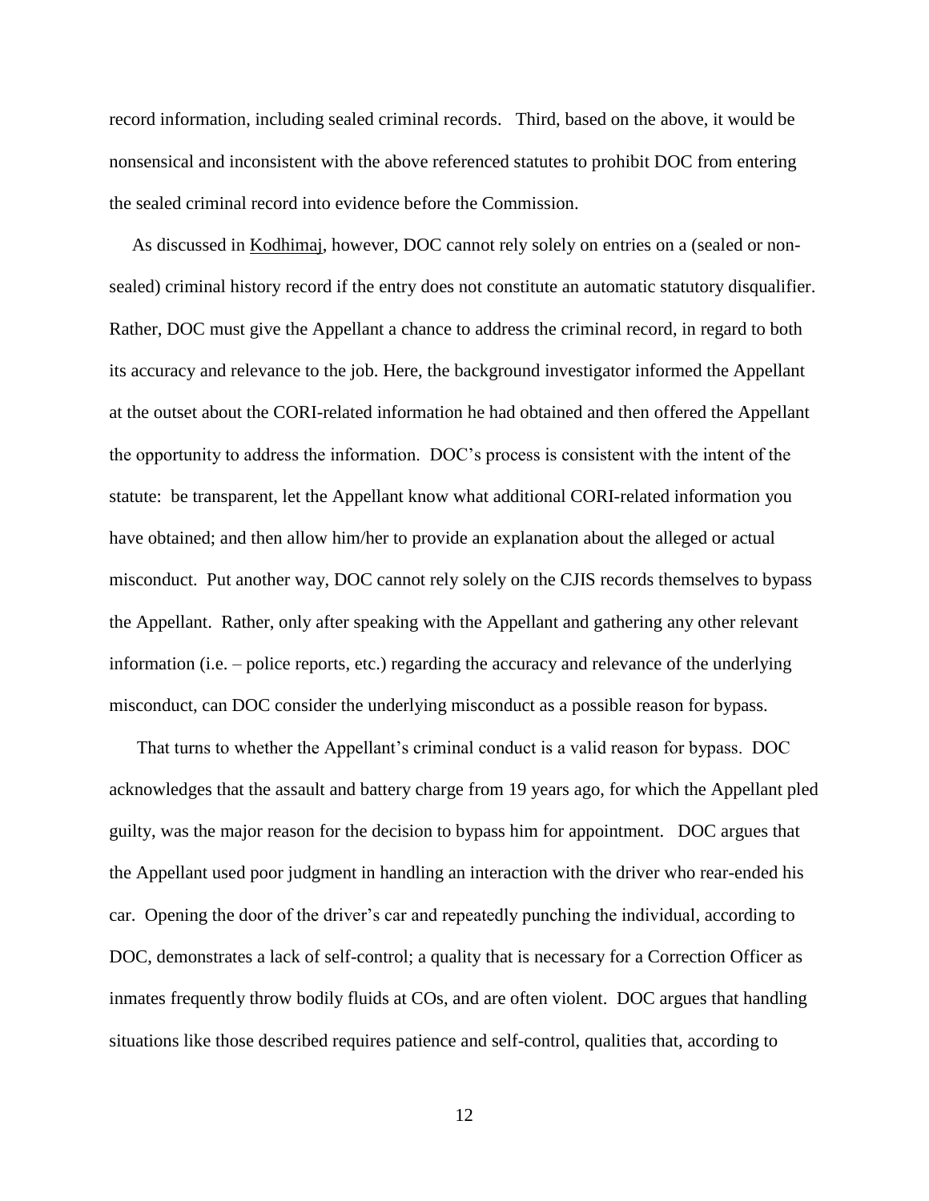record information, including sealed criminal records. Third, based on the above, it would be nonsensical and inconsistent with the above referenced statutes to prohibit DOC from entering the sealed criminal record into evidence before the Commission.

As discussed in Kodhimaj, however, DOC cannot rely solely on entries on a (sealed or non-sealed) criminal history record if the entry does not constitute an automatic statutory disqualifier. Rather, DOC must give the Appellant a chance to address the criminal record, in regard to both its accuracy and relevance to the job. Here, the background investigator informed the Appellant at the outset about the CORI-related information he had obtained and then offered the Appellant the opportunity to address the information. DOC's process is consistent with the intent of the statute: be transparent, let the Appellant know what additional CORI-related information you have obtained; and then allow him/her to provide an explanation about the alleged or actual misconduct. Put another way, DOC cannot rely solely on the CJIS records themselves to bypass the Appellant. Rather, only after speaking with the Appellant and gathering any other relevant information (i.e. – police reports, etc.) regarding the accuracy and relevance of the underlying misconduct, can DOC consider the underlying misconduct as a possible reason for bypass.

That turns to whether the Appellant's criminal conduct is a valid reason for bypass. DOC acknowledges that the assault and battery charge from 19 years ago, for which the Appellant pled guilty, was the major reason for the decision to bypass him for appointment. DOC argues that the Appellant used poor judgment in handling an interaction with the driver who rear-ended his car. Opening the door of the driver's car and repeatedly punching the individual, according to DOC, demonstrates a lack of self-control; a quality that is necessary for a Correction Officer as inmates frequently throw bodily fluids at COs, and are often violent. DOC argues that handling situations like those described requires patience and self-control, qualities that, according to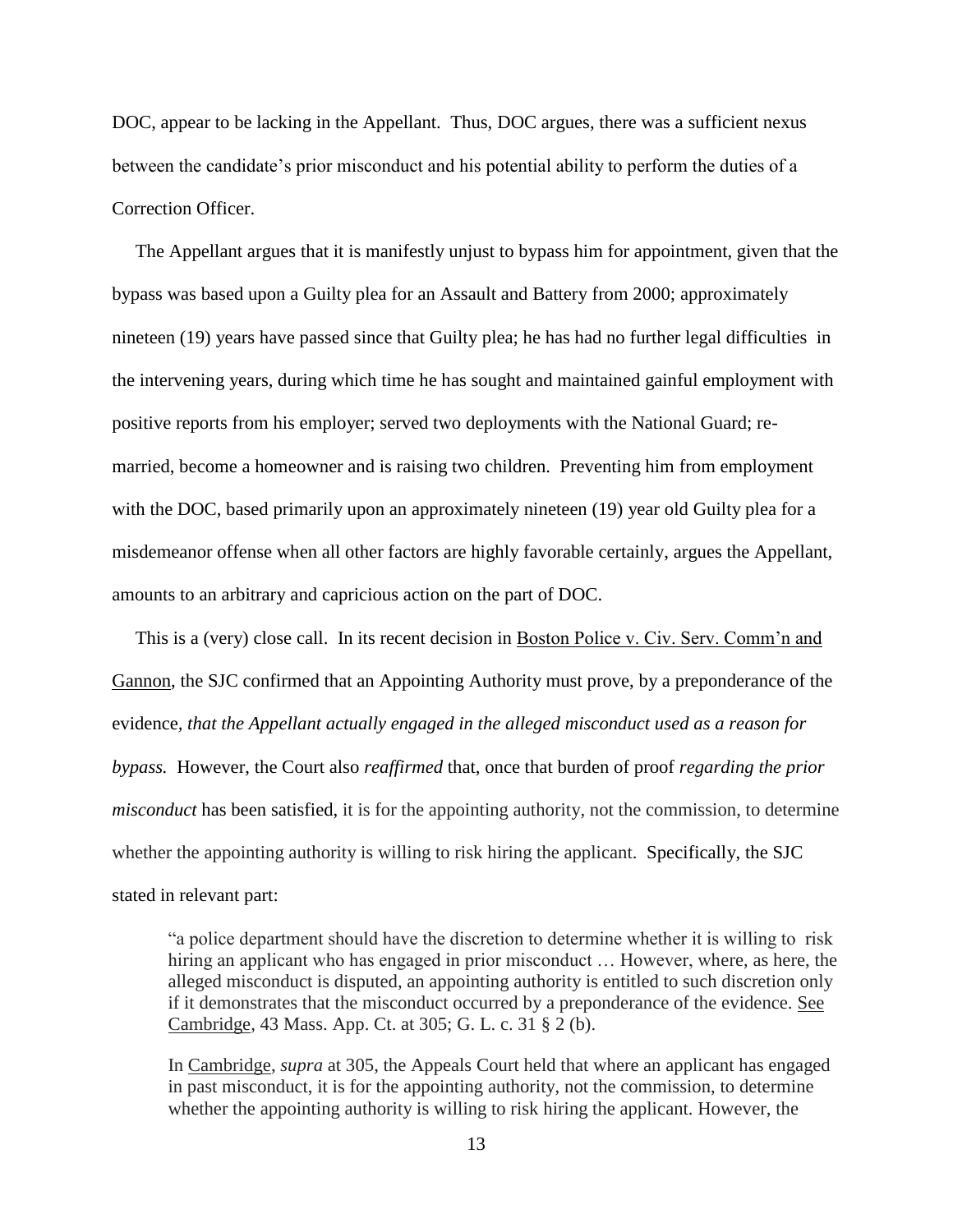DOC, appear to be lacking in the Appellant. Thus, DOC argues, there was a sufficient nexus between the candidate's prior misconduct and his potential ability to perform the duties of a Correction Officer.

The Appellant argues that it is manifestly unjust to bypass him for appointment, given that the bypass was based upon a Guilty plea for an Assault and Battery from 2000; approximately nineteen (19) years have passed since that Guilty plea; he has had no further legal difficulties in the intervening years, during which time he has sought and maintained gainful employment with positive reports from his employer; served two deployments with the National Guard; re-married, become a homeowner and is raising two children. Preventing him from employment with the DOC, based primarily upon an approximately nineteen (19) year old Guilty plea for a misdemeanor offense when all other factors are highly favorable certainly, argues the Appellant, amounts to an arbitrary and capricious action on the part of DOC.

This is a (very) close call. In its recent decision in Boston Police v. Civ. Serv. Comm'n and Gannon, the SJC confirmed that an Appointing Authority must prove, by a preponderance of the evidence, *that the Appellant actually engaged in the alleged misconduct used as a reason for bypass.* However, the Court also *reaffirmed* that, once that burden of proof *regarding the prior misconduct* has been satisfied, it is for the appointing authority, not the commission, to determine whether the appointing authority is willing to risk hiring the applicant. Specifically, the SJC stated in relevant part:

> "a police department should have the discretion to determine whether it is willing to risk hiring an applicant who has engaged in prior misconduct … However, where, as here, the alleged misconduct is disputed, an appointing authority is entitled to such discretion only if it demonstrates that the misconduct occurred by a preponderance of the evidence. See Cambridge, 43 Mass. App. Ct. at 305; G. L. c. 31 § 2 (b).
>
> In Cambridge, *supra* at 305, the Appeals Court held that where an applicant has engaged in past misconduct, it is for the appointing authority, not the commission, to determine whether the appointing authority is willing to risk hiring the applicant. However, the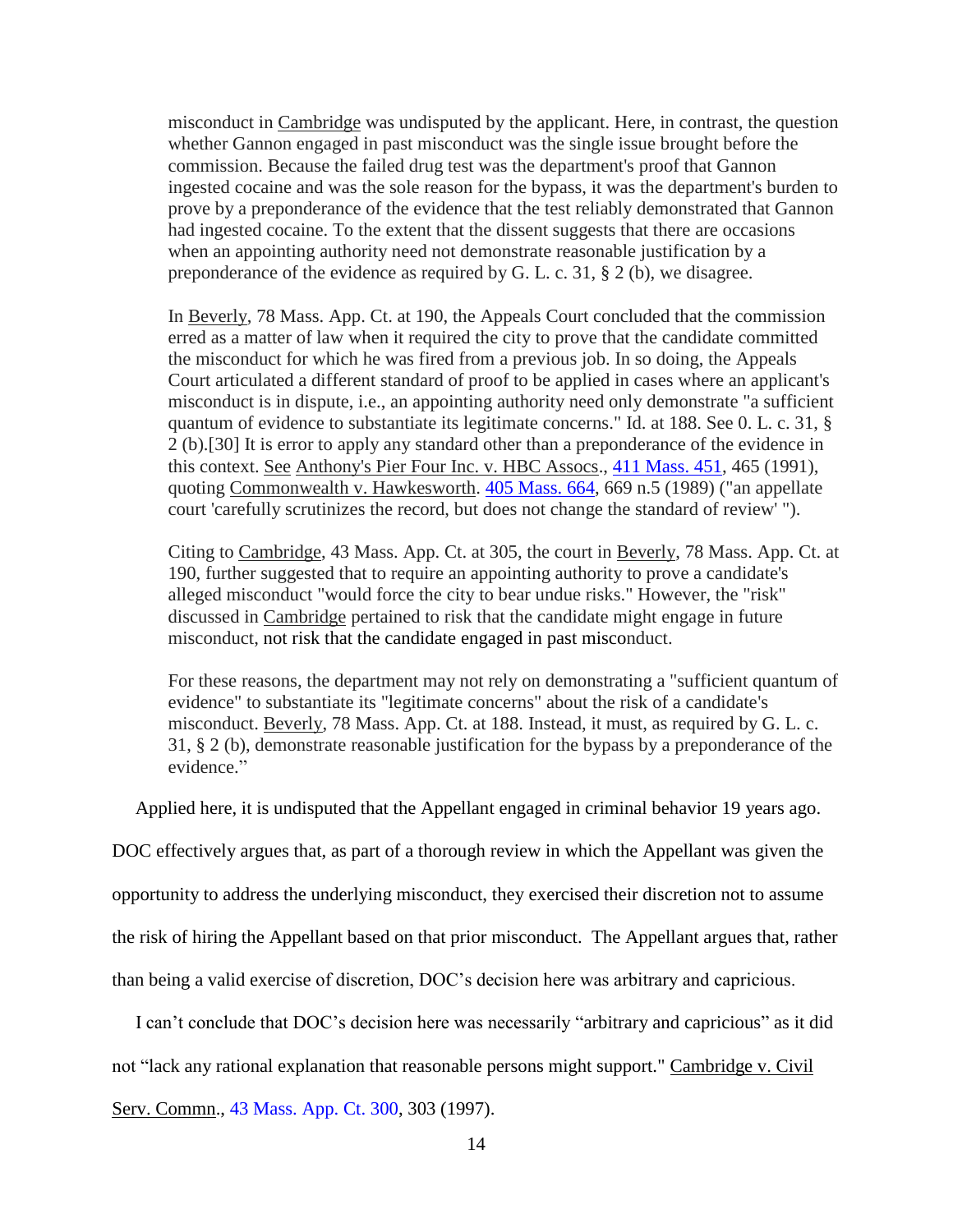> misconduct in Cambridge was undisputed by the applicant. Here, in contrast, the question whether Gannon engaged in past misconduct was the single issue brought before the commission. Because the failed drug test was the department's proof that Gannon ingested cocaine and was the sole reason for the bypass, it was the department's burden to prove by a preponderance of the evidence that the test reliably demonstrated that Gannon had ingested cocaine. To the extent that the dissent suggests that there are occasions when an appointing authority need not demonstrate reasonable justification by a preponderance of the evidence as required by G. L. c. 31, § 2 (b), we disagree.
>
> In Beverly, 78 Mass. App. Ct. at 190, the Appeals Court concluded that the commission erred as a matter of law when it required the city to prove that the candidate committed the misconduct for which he was fired from a previous job. In so doing, the Appeals Court articulated a different standard of proof to be applied in cases where an applicant's misconduct is in dispute, i.e., an appointing authority need only demonstrate "a sufficient quantum of evidence to substantiate its legitimate concerns." Id. at 188. See 0. L. c. 31, § 2 (b).[30] It is error to apply any standard other than a preponderance of the evidence in this context. See Anthony's Pier Four Inc. v. HBC Assocs., 411 Mass. 451, 465 (1991), quoting Commonwealth v. Hawkesworth. 405 Mass. 664, 669 n.5 (1989) ("an appellate court 'carefully scrutinizes the record, but does not change the standard of review' ").
>
> Citing to Cambridge, 43 Mass. App. Ct. at 305, the court in Beverly, 78 Mass. App. Ct. at 190, further suggested that to require an appointing authority to prove a candidate's alleged misconduct "would force the city to bear undue risks." However, the "risk" discussed in Cambridge pertained to risk that the candidate might engage in future misconduct, not risk that the candidate engaged in past misconduct.
>
> For these reasons, the department may not rely on demonstrating a "sufficient quantum of evidence" to substantiate its "legitimate concerns" about the risk of a candidate's misconduct. Beverly, 78 Mass. App. Ct. at 188. Instead, it must, as required by G. L. c. 31, § 2 (b), demonstrate reasonable justification for the bypass by a preponderance of the evidence."

Applied here, it is undisputed that the Appellant engaged in criminal behavior 19 years ago. DOC effectively argues that, as part of a thorough review in which the Appellant was given the opportunity to address the underlying misconduct, they exercised their discretion not to assume the risk of hiring the Appellant based on that prior misconduct. The Appellant argues that, rather than being a valid exercise of discretion, DOC's decision here was arbitrary and capricious.

I can't conclude that DOC's decision here was necessarily "arbitrary and capricious" as it did not "lack any rational explanation that reasonable persons might support." Cambridge v. Civil Serv. Commn., 43 Mass. App. Ct. 300, 303 (1997).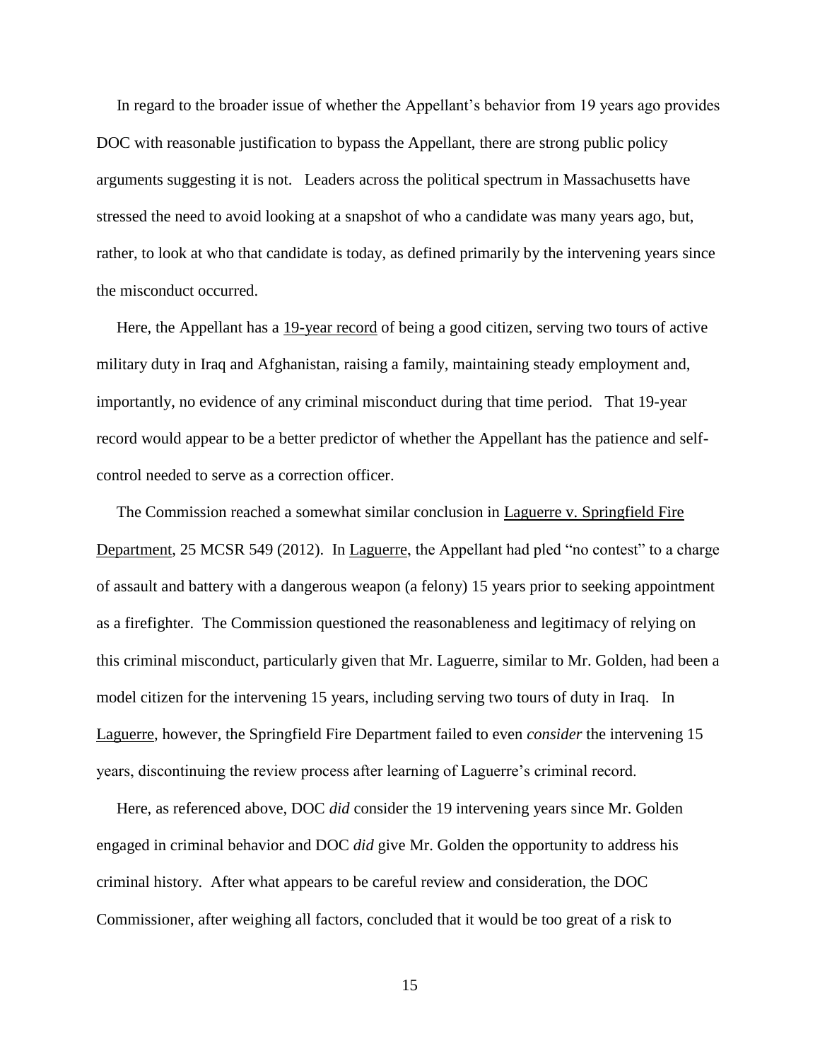In regard to the broader issue of whether the Appellant's behavior from 19 years ago provides DOC with reasonable justification to bypass the Appellant, there are strong public policy arguments suggesting it is not. Leaders across the political spectrum in Massachusetts have stressed the need to avoid looking at a snapshot of who a candidate was many years ago, but, rather, to look at who that candidate is today, as defined primarily by the intervening years since the misconduct occurred.

Here, the Appellant has a 19-year record of being a good citizen, serving two tours of active military duty in Iraq and Afghanistan, raising a family, maintaining steady employment and, importantly, no evidence of any criminal misconduct during that time period. That 19-year record would appear to be a better predictor of whether the Appellant has the patience and self-control needed to serve as a correction officer.

The Commission reached a somewhat similar conclusion in Laguerre v. Springfield Fire Department, 25 MCSR 549 (2012). In Laguerre, the Appellant had pled "no contest" to a charge of assault and battery with a dangerous weapon (a felony) 15 years prior to seeking appointment as a firefighter. The Commission questioned the reasonableness and legitimacy of relying on this criminal misconduct, particularly given that Mr. Laguerre, similar to Mr. Golden, had been a model citizen for the intervening 15 years, including serving two tours of duty in Iraq. In Laguerre, however, the Springfield Fire Department failed to even *consider* the intervening 15 years, discontinuing the review process after learning of Laguerre's criminal record.

Here, as referenced above, DOC *did* consider the 19 intervening years since Mr. Golden engaged in criminal behavior and DOC *did* give Mr. Golden the opportunity to address his criminal history. After what appears to be careful review and consideration, the DOC Commissioner, after weighing all factors, concluded that it would be too great of a risk to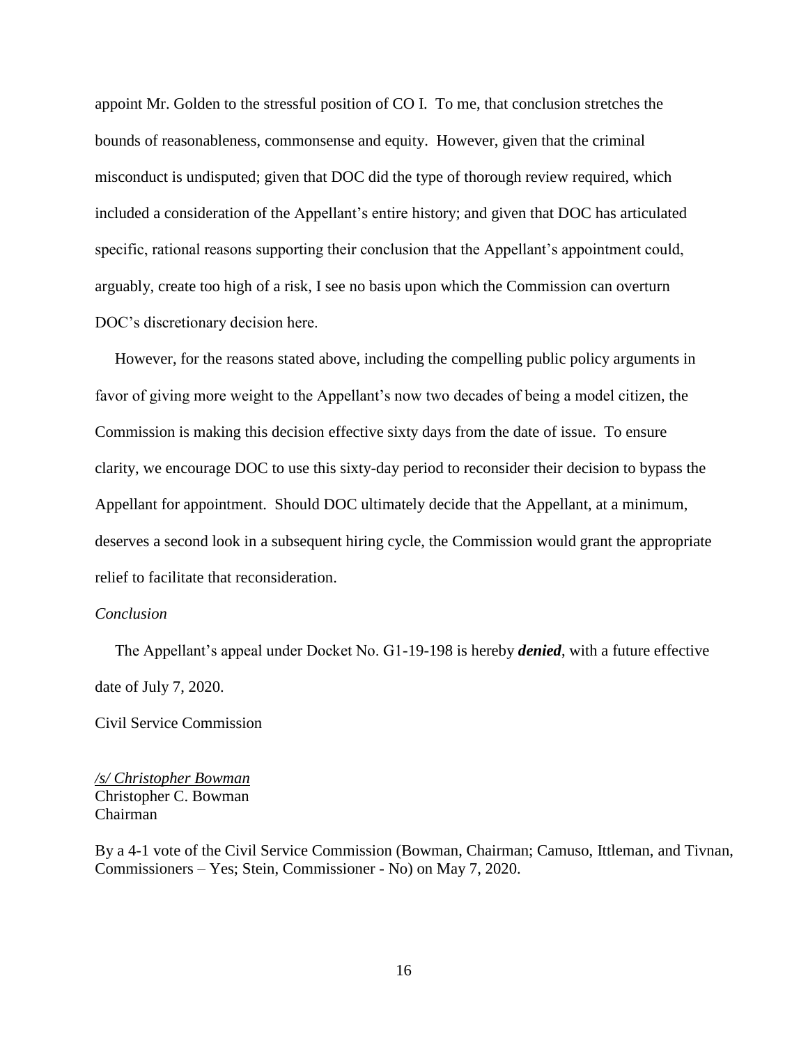appoint Mr. Golden to the stressful position of CO I. To me, that conclusion stretches the bounds of reasonableness, commonsense and equity. However, given that the criminal misconduct is undisputed; given that DOC did the type of thorough review required, which included a consideration of the Appellant's entire history; and given that DOC has articulated specific, rational reasons supporting their conclusion that the Appellant's appointment could, arguably, create too high of a risk, I see no basis upon which the Commission can overturn DOC's discretionary decision here.

However, for the reasons stated above, including the compelling public policy arguments in favor of giving more weight to the Appellant's now two decades of being a model citizen, the Commission is making this decision effective sixty days from the date of issue. To ensure clarity, we encourage DOC to use this sixty-day period to reconsider their decision to bypass the Appellant for appointment. Should DOC ultimately decide that the Appellant, at a minimum, deserves a second look in a subsequent hiring cycle, the Commission would grant the appropriate relief to facilitate that reconsideration.

*Conclusion*

The Appellant's appeal under Docket No. G1-19-198 is hereby ***denied***, with a future effective date of July 7, 2020.

Civil Service Commission

*/s/ Christopher Bowman*
Christopher C. Bowman
Chairman

By a 4-1 vote of the Civil Service Commission (Bowman, Chairman; Camuso, Ittleman, and Tivnan, Commissioners – Yes; Stein, Commissioner - No) on May 7, 2020.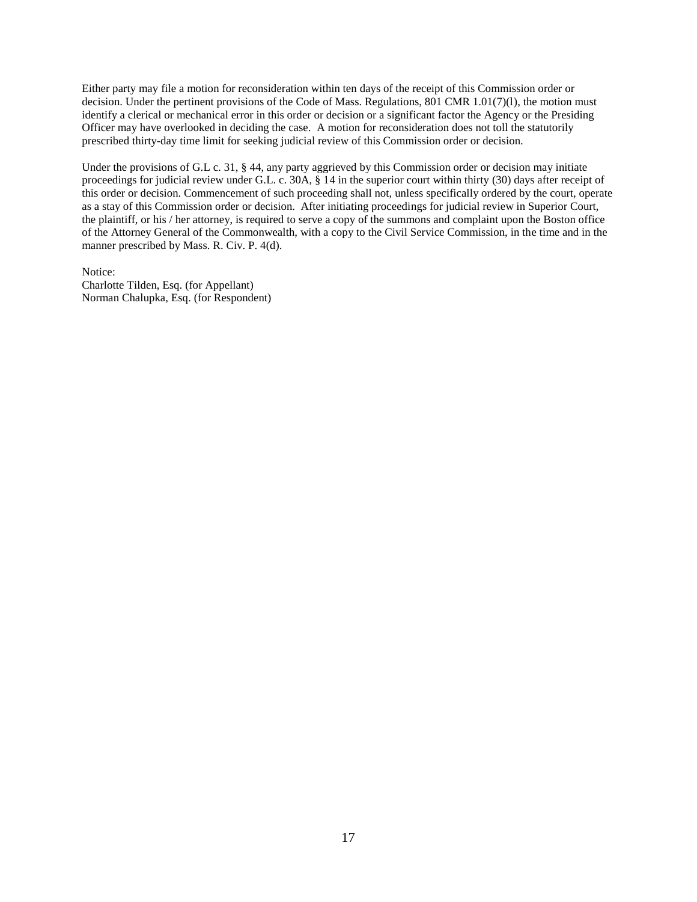Either party may file a motion for reconsideration within ten days of the receipt of this Commission order or decision. Under the pertinent provisions of the Code of Mass. Regulations, 801 CMR 1.01(7)(l), the motion must identify a clerical or mechanical error in this order or decision or a significant factor the Agency or the Presiding Officer may have overlooked in deciding the case. A motion for reconsideration does not toll the statutorily prescribed thirty-day time limit for seeking judicial review of this Commission order or decision.

Under the provisions of G.L c. 31, § 44, any party aggrieved by this Commission order or decision may initiate proceedings for judicial review under G.L. c. 30A, § 14 in the superior court within thirty (30) days after receipt of this order or decision. Commencement of such proceeding shall not, unless specifically ordered by the court, operate as a stay of this Commission order or decision. After initiating proceedings for judicial review in Superior Court, the plaintiff, or his / her attorney, is required to serve a copy of the summons and complaint upon the Boston office of the Attorney General of the Commonwealth, with a copy to the Civil Service Commission, in the time and in the manner prescribed by Mass. R. Civ. P. 4(d).

Notice:
Charlotte Tilden, Esq. (for Appellant)
Norman Chalupka, Esq. (for Respondent)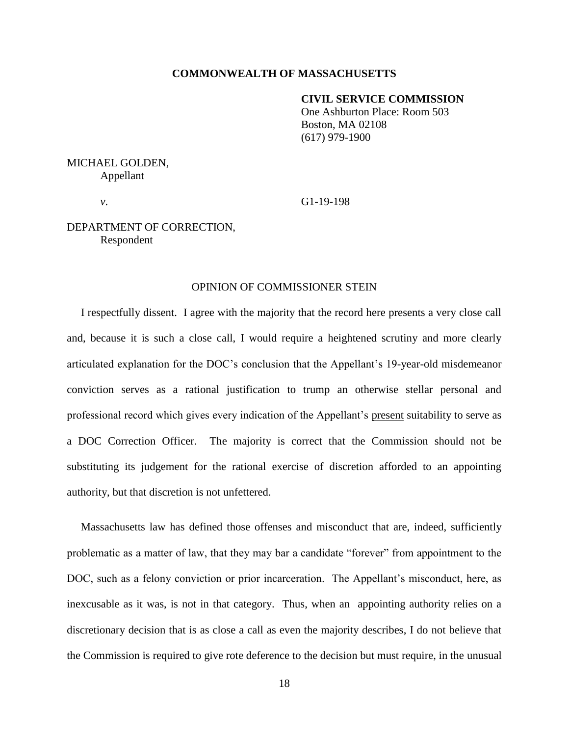**COMMONWEALTH OF MASSACHUSETTS**

**CIVIL SERVICE COMMISSION**
One Ashburton Place: Room 503
Boston, MA 02108
(617) 979-1900

MICHAEL GOLDEN,
Appellant

*v*. G1-19-198

DEPARTMENT OF CORRECTION,
Respondent

OPINION OF COMMISSIONER STEIN

I respectfully dissent. I agree with the majority that the record here presents a very close call and, because it is such a close call, I would require a heightened scrutiny and more clearly articulated explanation for the DOC's conclusion that the Appellant's 19-year-old misdemeanor conviction serves as a rational justification to trump an otherwise stellar personal and professional record which gives every indication of the Appellant's <u>present</u> suitability to serve as a DOC Correction Officer. The majority is correct that the Commission should not be substituting its judgement for the rational exercise of discretion afforded to an appointing authority, but that discretion is not unfettered.

Massachusetts law has defined those offenses and misconduct that are, indeed, sufficiently problematic as a matter of law, that they may bar a candidate "forever" from appointment to the DOC, such as a felony conviction or prior incarceration. The Appellant's misconduct, here, as inexcusable as it was, is not in that category. Thus, when an appointing authority relies on a discretionary decision that is as close a call as even the majority describes, I do not believe that the Commission is required to give rote deference to the decision but must require, in the unusual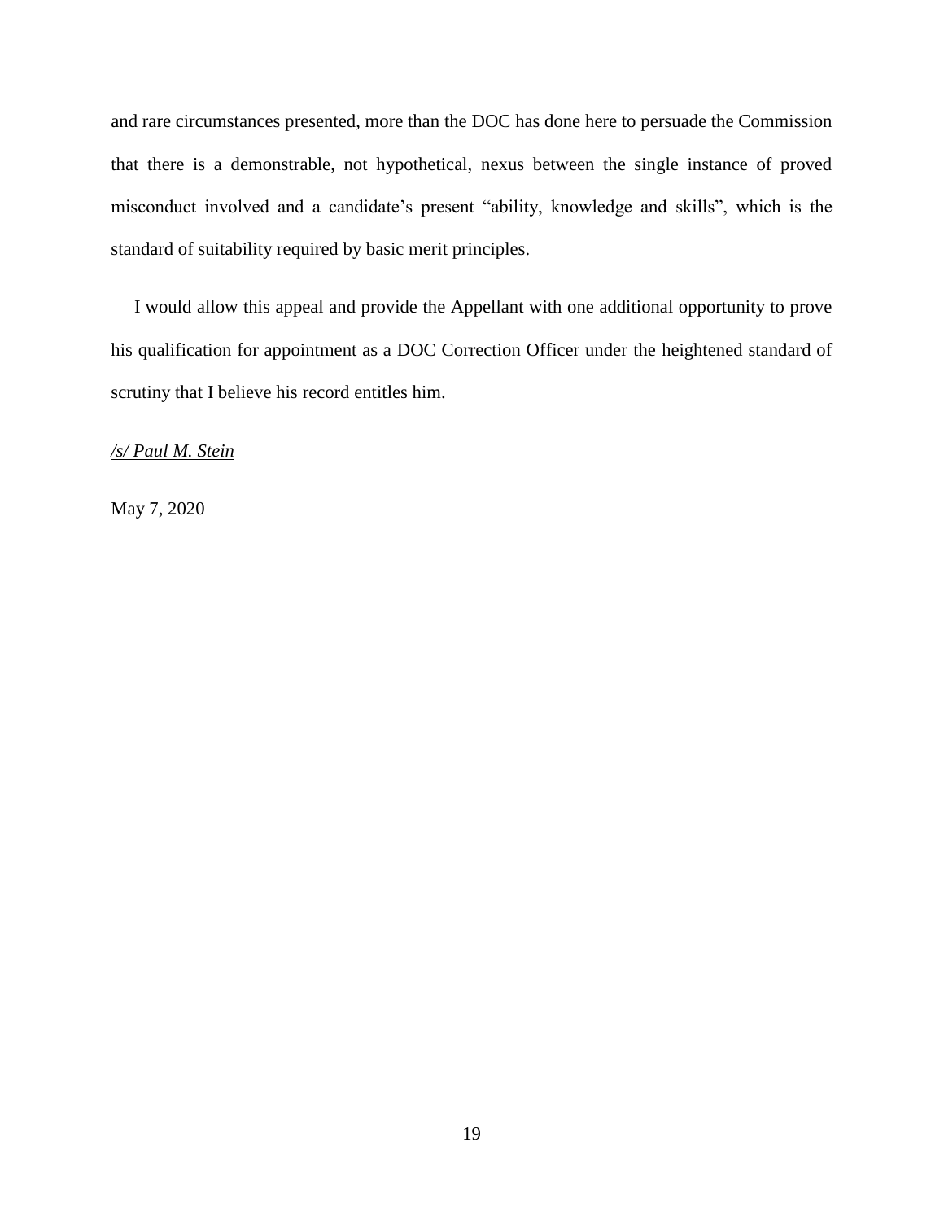and rare circumstances presented, more than the DOC has done here to persuade the Commission that there is a demonstrable, not hypothetical, nexus between the single instance of proved misconduct involved and a candidate's present "ability, knowledge and skills", which is the standard of suitability required by basic merit principles.

I would allow this appeal and provide the Appellant with one additional opportunity to prove his qualification for appointment as a DOC Correction Officer under the heightened standard of scrutiny that I believe his record entitles him.

*/s/ Paul M. Stein*

May 7, 2020